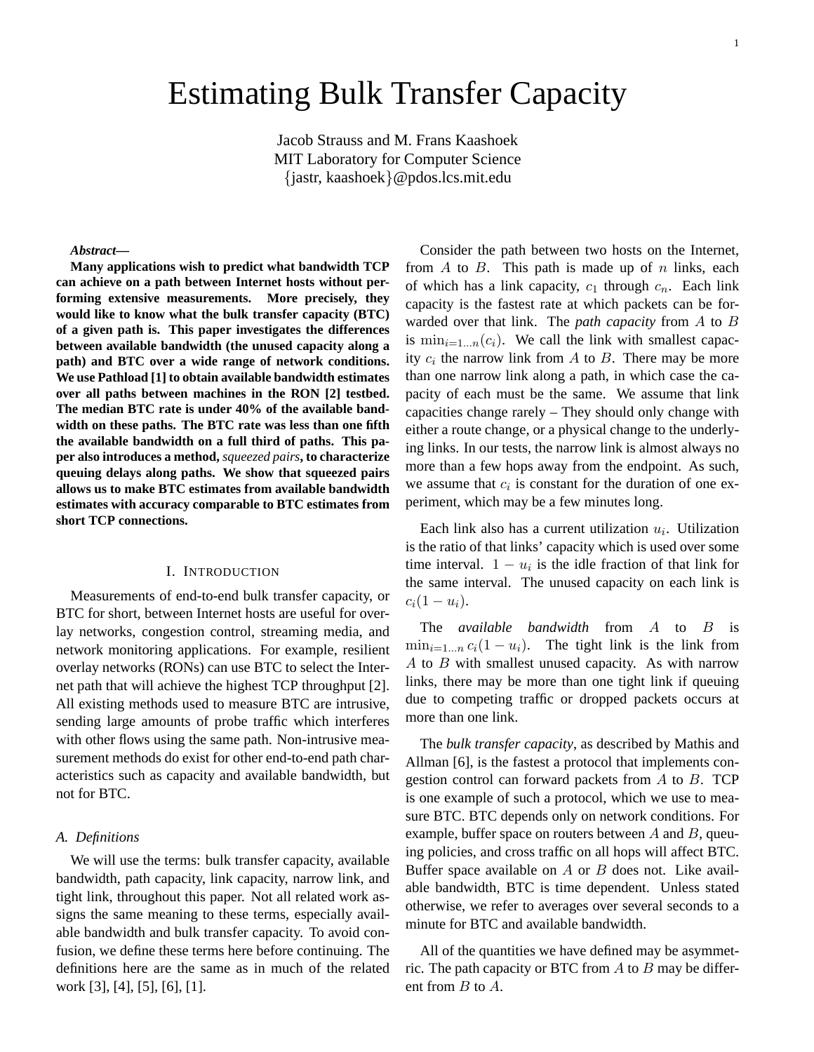# Estimating Bulk Transfer Capacity

Jacob Strauss and M. Frans Kaashoek
MIT Laboratory for Computer Science
{jastr, kaashoek}@pdos.lcs.mit.edu

***Abstract*—**
**Many applications wish to predict what bandwidth TCP can achieve on a path between Internet hosts without performing extensive measurements. More precisely, they would like to know what the bulk transfer capacity (BTC) of a given path is. This paper investigates the differences between available bandwidth (the unused capacity along a path) and BTC over a wide range of network conditions. We use Pathload [1] to obtain available bandwidth estimates over all paths between machines in the RON [2] testbed. The median BTC rate is under 40% of the available bandwidth on these paths. The BTC rate was less than one fifth the available bandwidth on a full third of paths. This paper also introduces a method, *squeezed pairs*, to characterize queuing delays along paths. We show that squeezed pairs allows us to make BTC estimates from available bandwidth estimates with accuracy comparable to BTC estimates from short TCP connections.**

## I. Introduction

Measurements of end-to-end bulk transfer capacity, or BTC for short, between Internet hosts are useful for overlay networks, congestion control, streaming media, and network monitoring applications. For example, resilient overlay networks (RONs) can use BTC to select the Internet path that will achieve the highest TCP throughput [2]. All existing methods used to measure BTC are intrusive, sending large amounts of probe traffic which interferes with other flows using the same path. Non-intrusive measurement methods do exist for other end-to-end path characteristics such as capacity and available bandwidth, but not for BTC.

### A. Definitions

We will use the terms: bulk transfer capacity, available bandwidth, path capacity, link capacity, narrow link, and tight link, throughout this paper. Not all related work assigns the same meaning to these terms, especially available bandwidth and bulk transfer capacity. To avoid confusion, we define these terms here before continuing. The definitions here are the same as in much of the related work [3], [4], [5], [6], [1].

Consider the path between two hosts on the Internet, from $A$ to $B$. This path is made up of $n$ links, each of which has a link capacity, $c_1$ through $c_n$. Each link capacity is the fastest rate at which packets can be forwarded over that link. The *path capacity* from $A$ to $B$ is $\min_{i=1 \ldots n}(c_i)$. We call the link with smallest capacity $c_i$ the narrow link from $A$ to $B$. There may be more than one narrow link along a path, in which case the capacity of each must be the same. We assume that link capacities change rarely – They should only change with either a route change, or a physical change to the underlying links. In our tests, the narrow link is almost always no more than a few hops away from the endpoint. As such, we assume that $c_i$ is constant for the duration of one experiment, which may be a few minutes long.

Each link also has a current utilization $u_i$. Utilization is the ratio of that links' capacity which is used over some time interval. $1 - u_i$ is the idle fraction of that link for the same interval. The unused capacity on each link is $c_i(1 - u_i)$.

The *available bandwidth* from $A$ to $B$ is $\min_{i=1 \ldots n} c_i(1 - u_i)$. The tight link is the link from $A$ to $B$ with smallest unused capacity. As with narrow links, there may be more than one tight link if queuing due to competing traffic or dropped packets occurs at more than one link.

The *bulk transfer capacity*, as described by Mathis and Allman [6], is the fastest a protocol that implements congestion control can forward packets from $A$ to $B$. TCP is one example of such a protocol, which we use to measure BTC. BTC depends only on network conditions. For example, buffer space on routers between $A$ and $B$, queuing policies, and cross traffic on all hops will affect BTC. Buffer space available on $A$ or $B$ does not. Like available bandwidth, BTC is time dependent. Unless stated otherwise, we refer to averages over several seconds to a minute for BTC and available bandwidth.

All of the quantities we have defined may be asymmetric. The path capacity or BTC from $A$ to $B$ may be different from $B$ to $A$.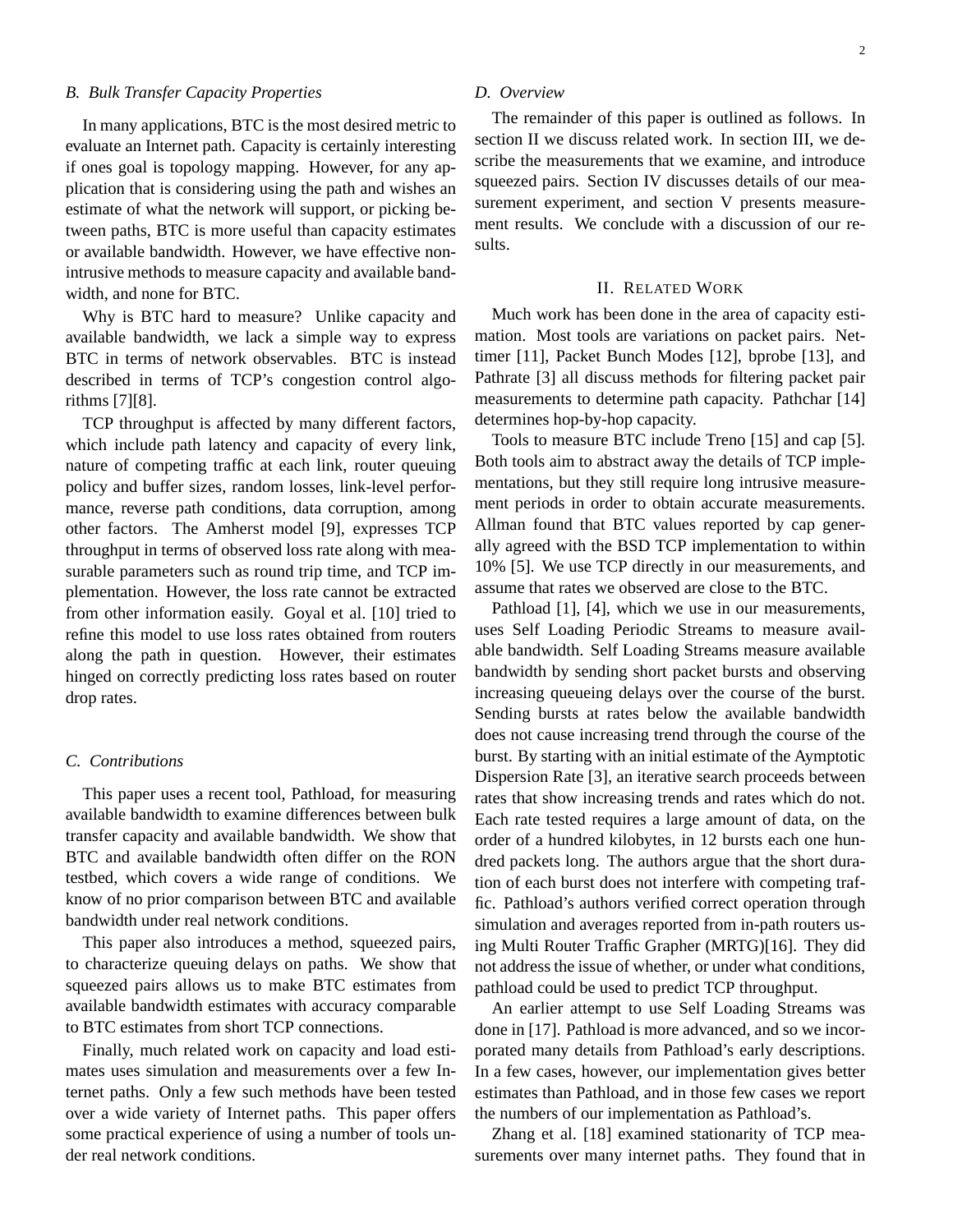### B. Bulk Transfer Capacity Properties

In many applications, BTC is the most desired metric to evaluate an Internet path. Capacity is certainly interesting if ones goal is topology mapping. However, for any application that is considering using the path and wishes an estimate of what the network will support, or picking between paths, BTC is more useful than capacity estimates or available bandwidth. However, we have effective non-intrusive methods to measure capacity and available bandwidth, and none for BTC.

Why is BTC hard to measure? Unlike capacity and available bandwidth, we lack a simple way to express BTC in terms of network observables. BTC is instead described in terms of TCP's congestion control algorithms [7][8].

TCP throughput is affected by many different factors, which include path latency and capacity of every link, nature of competing traffic at each link, router queuing policy and buffer sizes, random losses, link-level performance, reverse path conditions, data corruption, among other factors. The Amherst model [9], expresses TCP throughput in terms of observed loss rate along with measurable parameters such as round trip time, and TCP implementation. However, the loss rate cannot be extracted from other information easily. Goyal et al. [10] tried to refine this model to use loss rates obtained from routers along the path in question. However, their estimates hinged on correctly predicting loss rates based on router drop rates.

### C. Contributions

This paper uses a recent tool, Pathload, for measuring available bandwidth to examine differences between bulk transfer capacity and available bandwidth. We show that BTC and available bandwidth often differ on the RON testbed, which covers a wide range of conditions. We know of no prior comparison between BTC and available bandwidth under real network conditions.

This paper also introduces a method, squeezed pairs, to characterize queuing delays on paths. We show that squeezed pairs allows us to make BTC estimates from available bandwidth estimates with accuracy comparable to BTC estimates from short TCP connections.

Finally, much related work on capacity and load estimates uses simulation and measurements over a few Internet paths. Only a few such methods have been tested over a wide variety of Internet paths. This paper offers some practical experience of using a number of tools under real network conditions.

### D. Overview

The remainder of this paper is outlined as follows. In section II we discuss related work. In section III, we describe the measurements that we examine, and introduce squeezed pairs. Section IV discusses details of our measurement experiment, and section V presents measurement results. We conclude with a discussion of our results.

## II. Related Work

Much work has been done in the area of capacity estimation. Most tools are variations on packet pairs. Nettimer [11], Packet Bunch Modes [12], bprobe [13], and Pathrate [3] all discuss methods for filtering packet pair measurements to determine path capacity. Pathchar [14] determines hop-by-hop capacity.

Tools to measure BTC include Treno [15] and cap [5]. Both tools aim to abstract away the details of TCP implementations, but they still require long intrusive measurement periods in order to obtain accurate measurements. Allman found that BTC values reported by cap generally agreed with the BSD TCP implementation to within 10% [5]. We use TCP directly in our measurements, and assume that rates we observed are close to the BTC.

Pathload [1], [4], which we use in our measurements, uses Self Loading Periodic Streams to measure available bandwidth. Self Loading Streams measure available bandwidth by sending short packet bursts and observing increasing queueing delays over the course of the burst. Sending bursts at rates below the available bandwidth does not cause increasing trend through the course of the burst. By starting with an initial estimate of the Aymptotic Dispersion Rate [3], an iterative search proceeds between rates that show increasing trends and rates which do not. Each rate tested requires a large amount of data, on the order of a hundred kilobytes, in 12 bursts each one hundred packets long. The authors argue that the short duration of each burst does not interfere with competing traffic. Pathload's authors verified correct operation through simulation and averages reported from in-path routers using Multi Router Traffic Grapher (MRTG)[16]. They did not address the issue of whether, or under what conditions, pathload could be used to predict TCP throughput.

An earlier attempt to use Self Loading Streams was done in [17]. Pathload is more advanced, and so we incorporated many details from Pathload's early descriptions. In a few cases, however, our implementation gives better estimates than Pathload, and in those few cases we report the numbers of our implementation as Pathload's.

Zhang et al. [18] examined stationarity of TCP measurements over many internet paths. They found that in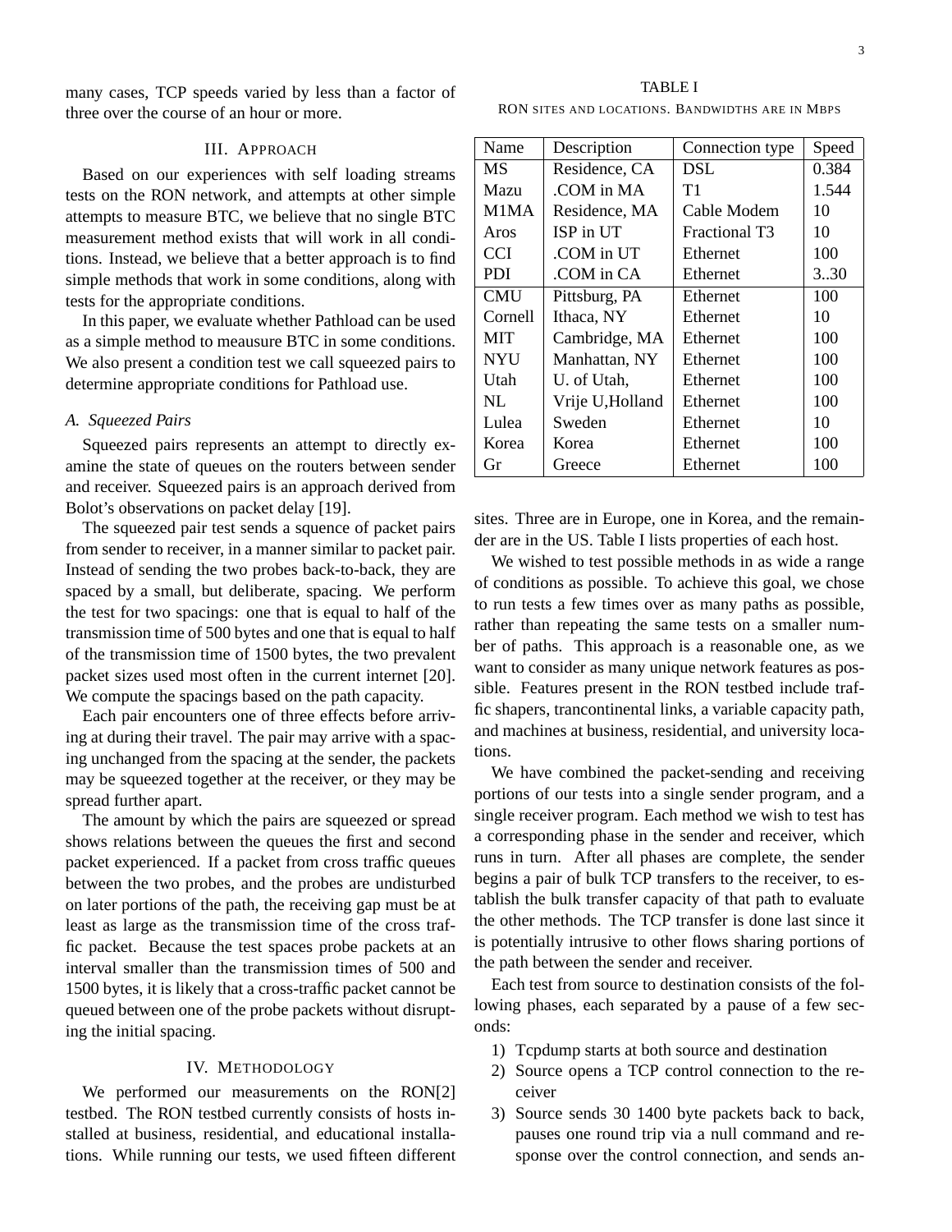many cases, TCP speeds varied by less than a factor of three over the course of an hour or more.

## III. Approach

Based on our experiences with self loading streams tests on the RON network, and attempts at other simple attempts to measure BTC, we believe that no single BTC measurement method exists that will work in all conditions. Instead, we believe that a better approach is to find simple methods that work in some conditions, along with tests for the appropriate conditions.

In this paper, we evaluate whether Pathload can be used as a simple method to meausure BTC in some conditions. We also present a condition test we call squeezed pairs to determine appropriate conditions for Pathload use.

### *A. Squeezed Pairs*

Squeezed pairs represents an attempt to directly examine the state of queues on the routers between sender and receiver. Squeezed pairs is an approach derived from Bolot's observations on packet delay [19].

The squeezed pair test sends a squence of packet pairs from sender to receiver, in a manner similar to packet pair. Instead of sending the two probes back-to-back, they are spaced by a small, but deliberate, spacing. We perform the test for two spacings: one that is equal to half of the transmission time of 500 bytes and one that is equal to half of the transmission time of 1500 bytes, the two prevalent packet sizes used most often in the current internet [20]. We compute the spacings based on the path capacity.

Each pair encounters one of three effects before arriving at during their travel. The pair may arrive with a spacing unchanged from the spacing at the sender, the packets may be squeezed together at the receiver, or they may be spread further apart.

The amount by which the pairs are squeezed or spread shows relations between the queues the first and second packet experienced. If a packet from cross traffic queues between the two probes, and the probes are undisturbed on later portions of the path, the receiving gap must be at least as large as the transmission time of the cross traffic packet. Because the test spaces probe packets at an interval smaller than the transmission times of 500 and 1500 bytes, it is likely that a cross-traffic packet cannot be queued between one of the probe packets without disrupting the initial spacing.

## IV. Methodology

We performed our measurements on the RON[2] testbed. The RON testbed currently consists of hosts installed at business, residential, and educational installations. While running our tests, we used fifteen different sites. Three are in Europe, one in Korea, and the remainder are in the US. Table I lists properties of each host.

TABLE I

RON sites and locations. Bandwidths are in Mbps

| Name | Description | Connection type | Speed |
|---|---|---|---|
| MS | Residence, CA | DSL | 0.384 |
| Mazu | .COM in MA | T1 | 1.544 |
| M1MA | Residence, MA | Cable Modem | 10 |
| Aros | ISP in UT | Fractional T3 | 10 |
| CCI | .COM in UT | Ethernet | 100 |
| PDI | .COM in CA | Ethernet | 3..30 |
| CMU | Pittsburg, PA | Ethernet | 100 |
| Cornell | Ithaca, NY | Ethernet | 10 |
| MIT | Cambridge, MA | Ethernet | 100 |
| NYU | Manhattan, NY | Ethernet | 100 |
| Utah | U. of Utah, | Ethernet | 100 |
| NL | Vrije U,Holland | Ethernet | 100 |
| Lulea | Sweden | Ethernet | 10 |
| Korea | Korea | Ethernet | 100 |
| Gr | Greece | Ethernet | 100 |

We wished to test possible methods in as wide a range of conditions as possible. To achieve this goal, we chose to run tests a few times over as many paths as possible, rather than repeating the same tests on a smaller number of paths. This approach is a reasonable one, as we want to consider as many unique network features as possible. Features present in the RON testbed include traffic shapers, trancontinental links, a variable capacity path, and machines at business, residential, and university locations.

We have combined the packet-sending and receiving portions of our tests into a single sender program, and a single receiver program. Each method we wish to test has a corresponding phase in the sender and receiver, which runs in turn. After all phases are complete, the sender begins a pair of bulk TCP transfers to the receiver, to establish the bulk transfer capacity of that path to evaluate the other methods. The TCP transfer is done last since it is potentially intrusive to other flows sharing portions of the path between the sender and receiver.

Each test from source to destination consists of the following phases, each separated by a pause of a few seconds:

1) Tcpdump starts at both source and destination
2) Source opens a TCP control connection to the receiver
3) Source sends 30 1400 byte packets back to back, pauses one round trip via a null command and response over the control connection, and sends an-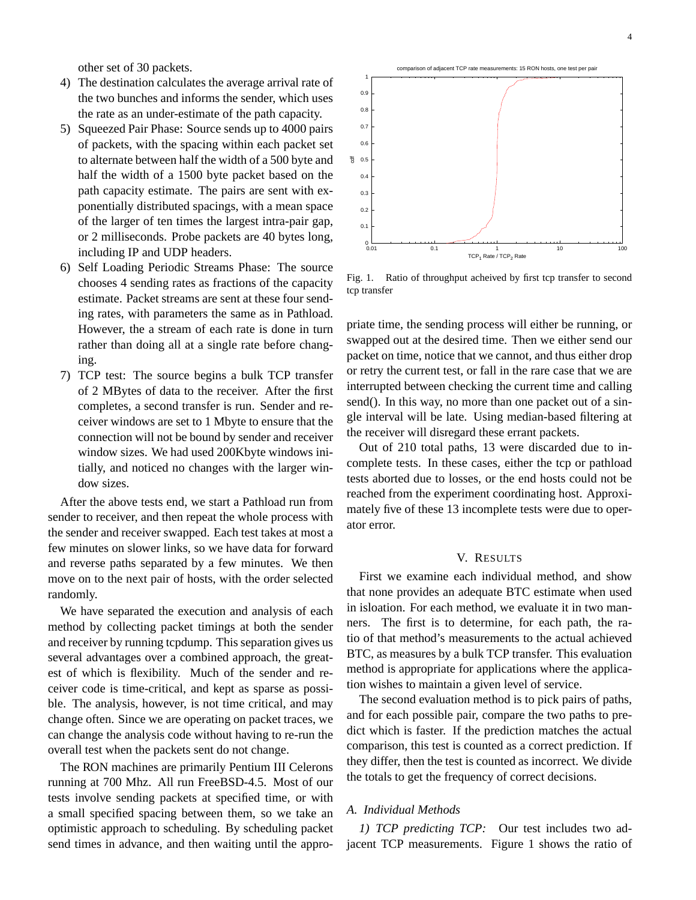other set of 30 packets.

4) The destination calculates the average arrival rate of the two bunches and informs the sender, which uses the rate as an under-estimate of the path capacity.
5) Squeezed Pair Phase: Source sends up to 4000 pairs of packets, with the spacing within each packet set to alternate between half the width of a 500 byte and half the width of a 1500 byte packet based on the path capacity estimate. The pairs are sent with exponentially distributed spacings, with a mean space of the larger of ten times the largest intra-pair gap, or 2 milliseconds. Probe packets are 40 bytes long, including IP and UDP headers.
6) Self Loading Periodic Streams Phase: The source chooses 4 sending rates as fractions of the capacity estimate. Packet streams are sent at these four sending rates, with parameters the same as in Pathload. However, the a stream of each rate is done in turn rather than doing all at a single rate before changing.
7) TCP test: The source begins a bulk TCP transfer of 2 MBytes of data to the receiver. After the first completes, a second transfer is run. Sender and receiver windows are set to 1 Mbyte to ensure that the connection will not be bound by sender and receiver window sizes. We had used 200Kbyte windows initially, and noticed no changes with the larger window sizes.

After the above tests end, we start a Pathload run from sender to receiver, and then repeat the whole process with the sender and receiver swapped. Each test takes at most a few minutes on slower links, so we have data for forward and reverse paths separated by a few minutes. We then move on to the next pair of hosts, with the order selected randomly.

We have separated the execution and analysis of each method by collecting packet timings at both the sender and receiver by running tcpdump. This separation gives us several advantages over a combined approach, the greatest of which is flexibility. Much of the sender and receiver code is time-critical, and kept as sparse as possible. The analysis, however, is not time critical, and may change often. Since we are operating on packet traces, we can change the analysis code without having to re-run the overall test when the packets sent do not change.

The RON machines are primarily Pentium III Celerons running at 700 Mhz. All run FreeBSD-4.5. Most of our tests involve sending packets at specified time, or with a small specified spacing between them, so we take an optimistic approach to scheduling. By scheduling packet send times in advance, and then waiting until the appropriate time, the sending process will either be running, or swapped out at the desired time. Then we either send our packet on time, notice that we cannot, and thus either drop or retry the current test, or fall in the rare case that we are interrupted between checking the current time and calling send(). In this way, no more than one packet out of a single interval will be late. Using median-based filtering at the receiver will disregard these errant packets.

Out of 210 total paths, 13 were discarded due to incomplete tests. In these cases, either the tcp or pathload tests aborted due to losses, or the end hosts could not be reached from the experiment coordinating host. Approximately five of these 13 incomplete tests were due to operator error.

Fig. 1. Ratio of throughput acheived by first tcp transfer to second tcp transfer

## V. Results

First we examine each individual method, and show that none provides an adequate BTC estimate when used in isloation. For each method, we evaluate it in two manners. The first is to determine, for each path, the ratio of that method's measurements to the actual achieved BTC, as measures by a bulk TCP transfer. This evaluation method is appropriate for applications where the application wishes to maintain a given level of service.

The second evaluation method is to pick pairs of paths, and for each possible pair, compare the two paths to predict which is faster. If the prediction matches the actual comparison, this test is counted as a correct prediction. If they differ, then the test is counted as incorrect. We divide the totals to get the frequency of correct decisions.

### A. Individual Methods

*1) TCP predicting TCP:* Our test includes two adjacent TCP measurements. Figure 1 shows the ratio of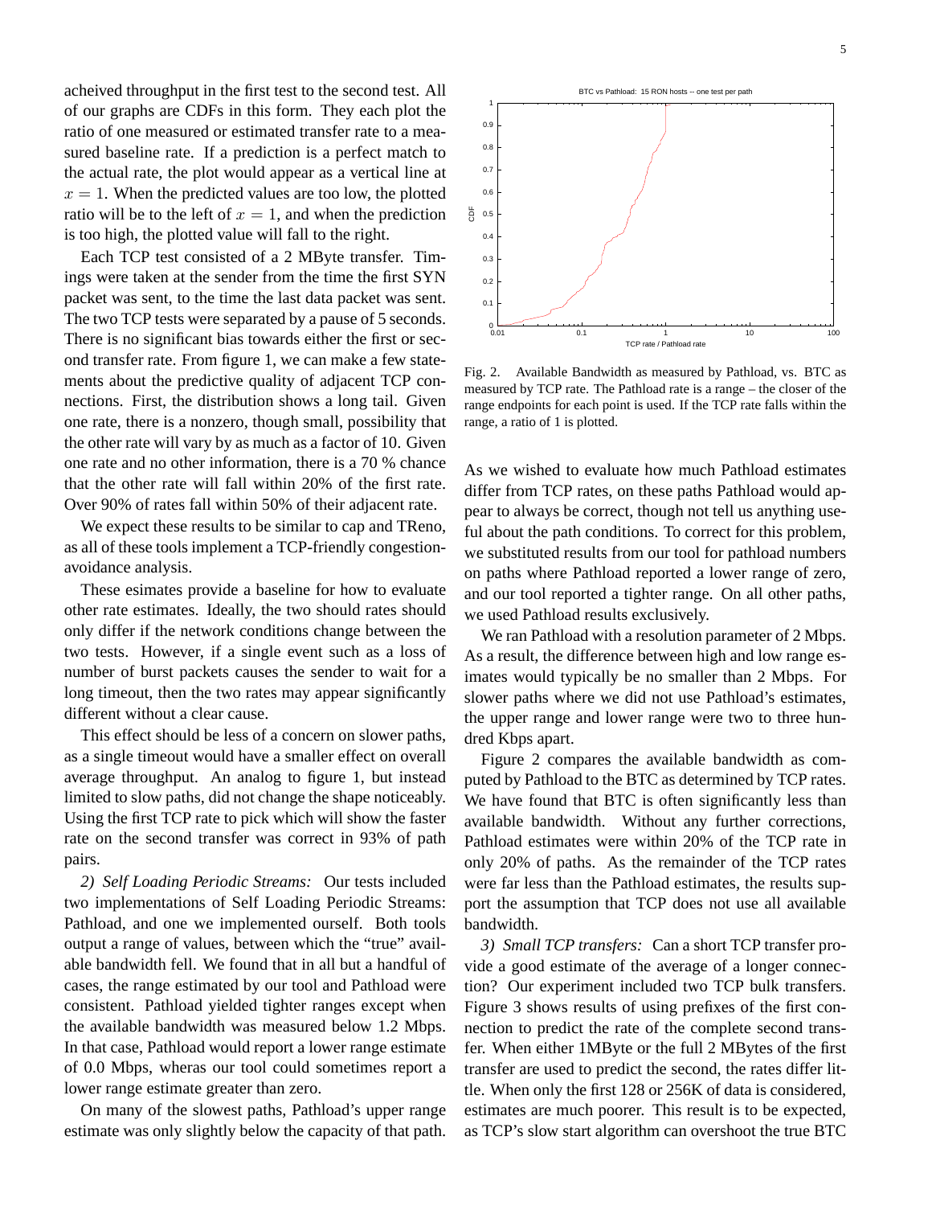acheived throughput in the first test to the second test. All of our graphs are CDFs in this form. They each plot the ratio of one measured or estimated transfer rate to a measured baseline rate. If a prediction is a perfect match to the actual rate, the plot would appear as a vertical line at $x = 1$. When the predicted values are too low, the plotted ratio will be to the left of $x = 1$, and when the prediction is too high, the plotted value will fall to the right.

Each TCP test consisted of a 2 MByte transfer. Timings were taken at the sender from the time the first SYN packet was sent, to the time the last data packet was sent. The two TCP tests were separated by a pause of 5 seconds. There is no significant bias towards either the first or second transfer rate. From figure 1, we can make a few statements about the predictive quality of adjacent TCP connections. First, the distribution shows a long tail. Given one rate, there is a nonzero, though small, possibility that the other rate will vary by as much as a factor of 10. Given one rate and no other information, there is a 70 % chance that the other rate will fall within 20% of the first rate. Over 90% of rates fall within 50% of their adjacent rate.

We expect these results to be similar to cap and TReno, as all of these tools implement a TCP-friendly congestion-avoidance analysis.

These esimates provide a baseline for how to evaluate other rate estimates. Ideally, the two should rates should only differ if the network conditions change between the two tests. However, if a single event such as a loss of number of burst packets causes the sender to wait for a long timeout, then the two rates may appear significantly different without a clear cause.

This effect should be less of a concern on slower paths, as a single timeout would have a smaller effect on overall average throughput. An analog to figure 1, but instead limited to slow paths, did not change the shape noticeably. Using the first TCP rate to pick which will show the faster rate on the second transfer was correct in 93% of path pairs.

*2) Self Loading Periodic Streams:* Our tests included two implementations of Self Loading Periodic Streams: Pathload, and one we implemented ourself. Both tools output a range of values, between which the "true" available bandwidth fell. We found that in all but a handful of cases, the range estimated by our tool and Pathload were consistent. Pathload yielded tighter ranges except when the available bandwidth was measured below 1.2 Mbps. In that case, Pathload would report a lower range estimate of 0.0 Mbps, wheras our tool could sometimes report a lower range estimate greater than zero.

On many of the slowest paths, Pathload's upper range estimate was only slightly below the capacity of that path.

Fig. 2. Available Bandwidth as measured by Pathload, vs. BTC as measured by TCP rate. The Pathload rate is a range – the closer of the range endpoints for each point is used. If the TCP rate falls within the range, a ratio of 1 is plotted.

As we wished to evaluate how much Pathload estimates differ from TCP rates, on these paths Pathload would appear to always be correct, though not tell us anything useful about the path conditions. To correct for this problem, we substituted results from our tool for pathload numbers on paths where Pathload reported a lower range of zero, and our tool reported a tighter range. On all other paths, we used Pathload results exclusively.

We ran Pathload with a resolution parameter of 2 Mbps. As a result, the difference between high and low range esimates would typically be no smaller than 2 Mbps. For slower paths where we did not use Pathload's estimates, the upper range and lower range were two to three hundred Kbps apart.

Figure 2 compares the available bandwidth as computed by Pathload to the BTC as determined by TCP rates. We have found that BTC is often significantly less than available bandwidth. Without any further corrections, Pathload estimates were within 20% of the TCP rate in only 20% of paths. As the remainder of the TCP rates were far less than the Pathload estimates, the results support the assumption that TCP does not use all available bandwidth.

*3) Small TCP transfers:* Can a short TCP transfer provide a good estimate of the average of a longer connection? Our experiment included two TCP bulk transfers. Figure 3 shows results of using prefixes of the first connection to predict the rate of the complete second transfer. When either 1MByte or the full 2 MBytes of the first transfer are used to predict the second, the rates differ little. When only the first 128 or 256K of data is considered, estimates are much poorer. This result is to be expected, as TCP's slow start algorithm can overshoot the true BTC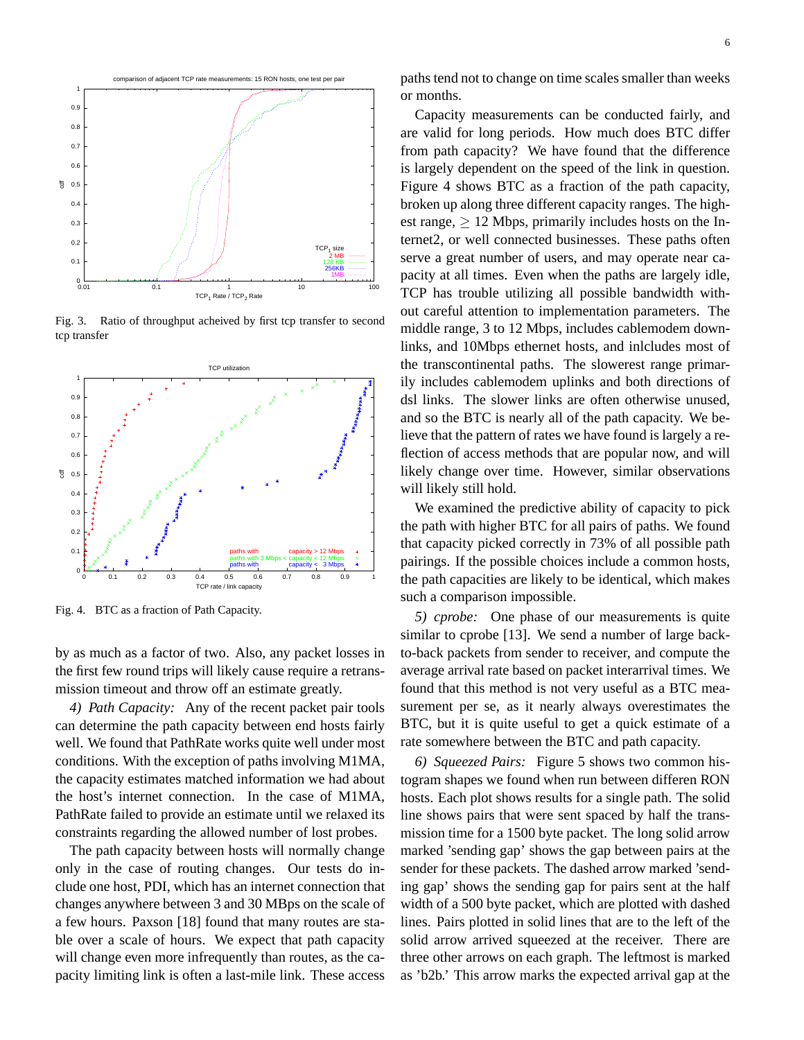Fig. 3. Ratio of throughput acheived by first tcp transfer to second tcp transfer

Fig. 4. BTC as a fraction of Path Capacity.

by as much as a factor of two. Also, any packet losses in the first few round trips will likely cause require a retransmission timeout and throw off an estimate greatly.

*4) Path Capacity:* Any of the recent packet pair tools can determine the path capacity between end hosts fairly well. We found that PathRate works quite well under most conditions. With the exception of paths involving M1MA, the capacity estimates matched information we had about the host's internet connection. In the case of M1MA, PathRate failed to provide an estimate until we relaxed its constraints regarding the allowed number of lost probes.

The path capacity between hosts will normally change only in the case of routing changes. Our tests do include one host, PDI, which has an internet connection that changes anywhere between 3 and 30 MBps on the scale of a few hours. Paxson [18] found that many routes are stable over a scale of hours. We expect that path capacity will change even more infrequently than routes, as the capacity limiting link is often a last-mile link. These access paths tend not to change on time scales smaller than weeks or months.

Capacity measurements can be conducted fairly, and are valid for long periods. How much does BTC differ from path capacity? We have found that the difference is largely dependent on the speed of the link in question. Figure 4 shows BTC as a fraction of the path capacity, broken up along three different capacity ranges. The highest range, $\geq$ 12 Mbps, primarily includes hosts on the Internet2, or well connected businesses. These paths often serve a great number of users, and may operate near capacity at all times. Even when the paths are largely idle, TCP has trouble utilizing all possible bandwidth without careful attention to implementation parameters. The middle range, 3 to 12 Mbps, includes cablemodem downlinks, and 10Mbps ethernet hosts, and inlcludes most of the transcontinental paths. The slowerest range primarily includes cablemodem uplinks and both directions of dsl links. The slower links are often otherwise unused, and so the BTC is nearly all of the path capacity. We believe that the pattern of rates we have found is largely a reflection of access methods that are popular now, and will likely change over time. However, similar observations will likely still hold.

We examined the predictive ability of capacity to pick the path with higher BTC for all pairs of paths. We found that capacity picked correctly in 73% of all possible path pairings. If the possible choices include a common hosts, the path capacities are likely to be identical, which makes such a comparison impossible.

*5) cprobe:* One phase of our measurements is quite similar to cprobe [13]. We send a number of large back-to-back packets from sender to receiver, and compute the average arrival rate based on packet interarrival times. We found that this method is not very useful as a BTC measurement per se, as it nearly always overestimates the BTC, but it is quite useful to get a quick estimate of a rate somewhere between the BTC and path capacity.

*6) Squeezed Pairs:* Figure 5 shows two common histogram shapes we found when run between differen RON hosts. Each plot shows results for a single path. The solid line shows pairs that were sent spaced by half the transmission time for a 1500 byte packet. The long solid arrow marked 'sending gap' shows the gap between pairs at the sender for these packets. The dashed arrow marked 'sending gap' shows the sending gap for pairs sent at the half width of a 500 byte packet, which are plotted with dashed lines. Pairs plotted in solid lines that are to the left of the solid arrow arrived squeezed at the receiver. There are three other arrows on each graph. The leftmost is marked as 'b2b.' This arrow marks the expected arrival gap at the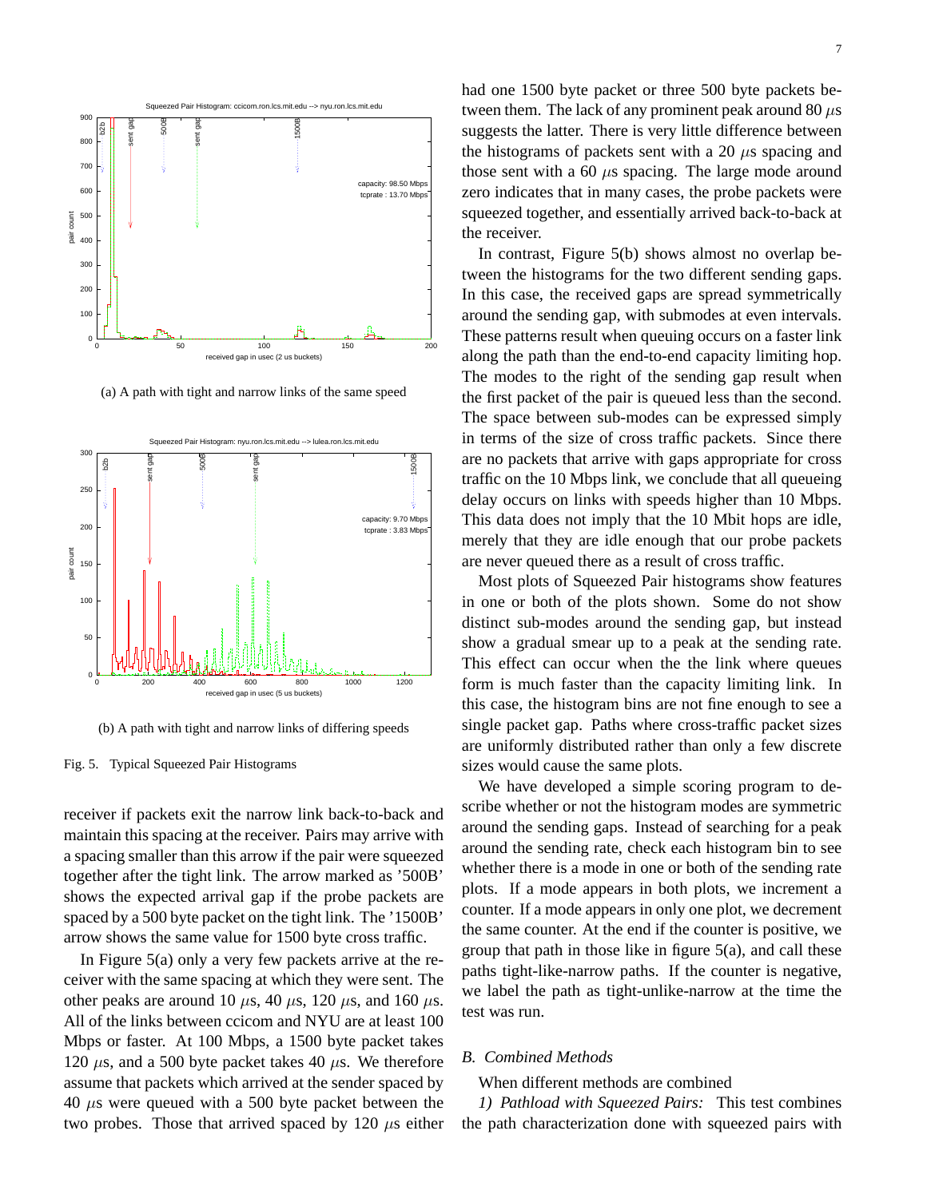(a) A path with tight and narrow links of the same speed

(b) A path with tight and narrow links of differing speeds

Fig. 5. Typical Squeezed Pair Histograms

receiver if packets exit the narrow link back-to-back and maintain this spacing at the receiver. Pairs may arrive with a spacing smaller than this arrow if the pair were squeezed together after the tight link. The arrow marked as '500B' shows the expected arrival gap if the probe packets are spaced by a 500 byte packet on the tight link. The '1500B' arrow shows the same value for 1500 byte cross traffic.

In Figure 5(a) only a very few packets arrive at the receiver with the same spacing at which they were sent. The other peaks are around 10 $\mu$s, 40 $\mu$s, 120 $\mu$s, and 160 $\mu$s. All of the links between ccicom and NYU are at least 100 Mbps or faster. At 100 Mbps, a 1500 byte packet takes 120 $\mu$s, and a 500 byte packet takes 40 $\mu$s. We therefore assume that packets which arrived at the sender spaced by 40 $\mu$s were queued with a 500 byte packet between the two probes. Those that arrived spaced by 120 $\mu$s either had one 1500 byte packet or three 500 byte packets between them. The lack of any prominent peak around 80 $\mu$s suggests the latter. There is very little difference between the histograms of packets sent with a 20 $\mu$s spacing and those sent with a 60 $\mu$s spacing. The large mode around zero indicates that in many cases, the probe packets were squeezed together, and essentially arrived back-to-back at the receiver.

In contrast, Figure 5(b) shows almost no overlap between the histograms for the two different sending gaps. In this case, the received gaps are spread symmetrically around the sending gap, with submodes at even intervals. These patterns result when queuing occurs on a faster link along the path than the end-to-end capacity limiting hop. The modes to the right of the sending gap result when the first packet of the pair is queued less than the second. The space between sub-modes can be expressed simply in terms of the size of cross traffic packets. Since there are no packets that arrive with gaps appropriate for cross traffic on the 10 Mbps link, we conclude that all queueing delay occurs on links with speeds higher than 10 Mbps. This data does not imply that the 10 Mbit hops are idle, merely that they are idle enough that our probe packets are never queued there as a result of cross traffic.

Most plots of Squeezed Pair histograms show features in one or both of the plots shown. Some do not show distinct sub-modes around the sending gap, but instead show a gradual smear up to a peak at the sending rate. This effect can occur when the the link where queues form is much faster than the capacity limiting link. In this case, the histogram bins are not fine enough to see a single packet gap. Paths where cross-traffic packet sizes are uniformly distributed rather than only a few discrete sizes would cause the same plots.

We have developed a simple scoring program to describe whether or not the histogram modes are symmetric around the sending gaps. Instead of searching for a peak around the sending rate, check each histogram bin to see whether there is a mode in one or both of the sending rate plots. If a mode appears in both plots, we increment a counter. If a mode appears in only one plot, we decrement the same counter. At the end if the counter is positive, we group that path in those like in figure 5(a), and call these paths tight-like-narrow paths. If the counter is negative, we label the path as tight-unlike-narrow at the time the test was run.

### B. Combined Methods

When different methods are combined

*1) Pathload with Squeezed Pairs:* This test combines the path characterization done with squeezed pairs with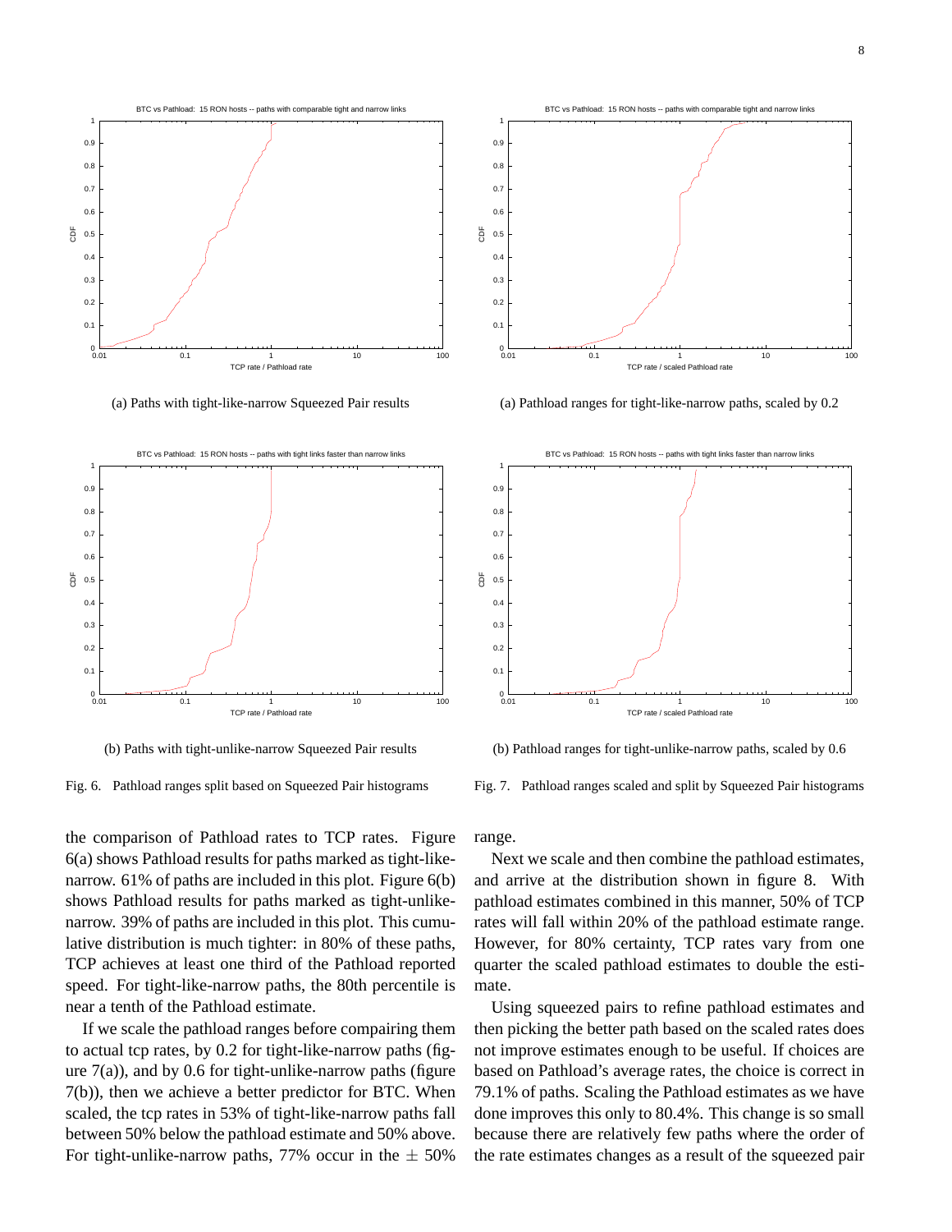(a) Paths with tight-like-narrow Squeezed Pair results

(b) Paths with tight-unlike-narrow Squeezed Pair results

Fig. 6. Pathload ranges split based on Squeezed Pair histograms

(a) Pathload ranges for tight-like-narrow paths, scaled by 0.2

(b) Pathload ranges for tight-unlike-narrow paths, scaled by 0.6

Fig. 7. Pathload ranges scaled and split by Squeezed Pair histograms

the comparison of Pathload rates to TCP rates. Figure 6(a) shows Pathload results for paths marked as tight-like-narrow. 61% of paths are included in this plot. Figure 6(b) shows Pathload results for paths marked as tight-unlike-narrow. 39% of paths are included in this plot. This cumulative distribution is much tighter: in 80% of these paths, TCP achieves at least one third of the Pathload reported speed. For tight-like-narrow paths, the 80th percentile is near a tenth of the Pathload estimate.

If we scale the pathload ranges before compairing them to actual tcp rates, by 0.2 for tight-like-narrow paths (figure 7(a)), and by 0.6 for tight-unlike-narrow paths (figure 7(b)), then we achieve a better predictor for BTC. When scaled, the tcp rates in 53% of tight-like-narrow paths fall between 50% below the pathload estimate and 50% above. For tight-unlike-narrow paths, 77% occur in the $\pm$ 50% range.

Next we scale and then combine the pathload estimates, and arrive at the distribution shown in figure 8. With pathload estimates combined in this manner, 50% of TCP rates will fall within 20% of the pathload estimate range. However, for 80% certainty, TCP rates vary from one quarter the scaled pathload estimates to double the estimate.

Using squeezed pairs to refine pathload estimates and then picking the better path based on the scaled rates does not improve estimates enough to be useful. If choices are based on Pathload's average rates, the choice is correct in 79.1% of paths. Scaling the Pathload estimates as we have done improves this only to 80.4%. This change is so small because there are relatively few paths where the order of the rate estimates changes as a result of the squeezed pair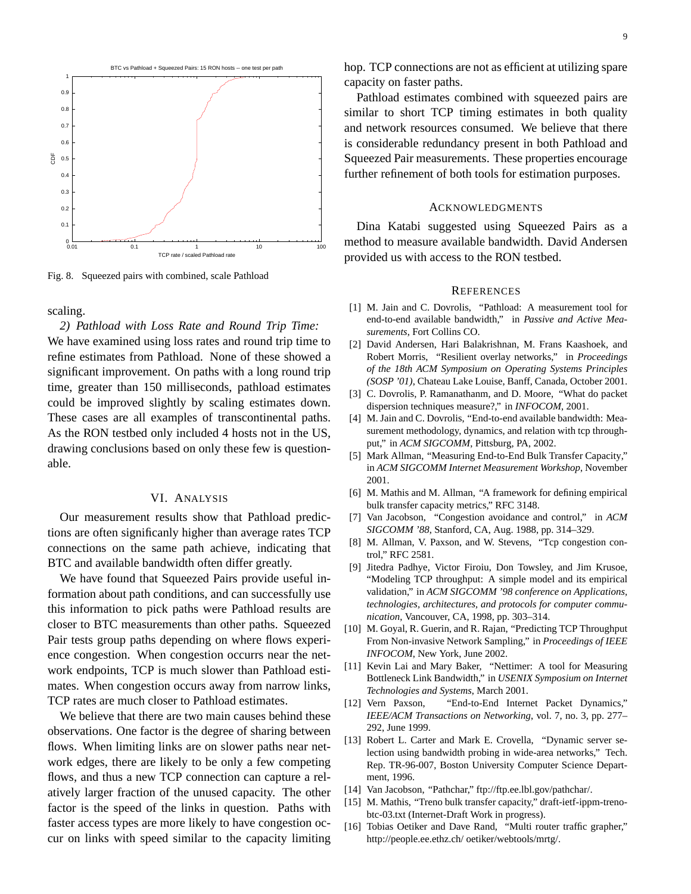Fig. 8. Squeezed pairs with combined, scale Pathload

scaling.

*2) Pathload with Loss Rate and Round Trip Time:* We have examined using loss rates and round trip time to refine estimates from Pathload. None of these showed a significant improvement. On paths with a long round trip time, greater than 150 milliseconds, pathload estimates could be improved slightly by scaling estimates down. These cases are all examples of transcontinental paths. As the RON testbed only included 4 hosts not in the US, drawing conclusions based on only these few is questionable.

## VI. Analysis

Our measurement results show that Pathload predictions are often significanly higher than average rates TCP connections on the same path achieve, indicating that BTC and available bandwidth often differ greatly.

We have found that Squeezed Pairs provide useful information about path conditions, and can successfully use this information to pick paths were Pathload results are closer to BTC measurements than other paths. Squeezed Pair tests group paths depending on where flows experience congestion. When congestion occurrs near the network endpoints, TCP is much slower than Pathload estimates. When congestion occurs away from narrow links, TCP rates are much closer to Pathload estimates.

We believe that there are two main causes behind these observations. One factor is the degree of sharing between flows. When limiting links are on slower paths near network edges, there are likely to be only a few competing flows, and thus a new TCP connection can capture a relatively larger fraction of the unused capacity. The other factor is the speed of the links in question. Paths with faster access types are more likely to have congestion occur on links with speed similar to the capacity limiting hop. TCP connections are not as efficient at utilizing spare capacity on faster paths.

Pathload estimates combined with squeezed pairs are similar to short TCP timing estimates in both quality and network resources consumed. We believe that there is considerable redundancy present in both Pathload and Squeezed Pair measurements. These properties encourage further refinement of both tools for estimation purposes.

## Acknowledgments

Dina Katabi suggested using Squeezed Pairs as a method to measure available bandwidth. David Andersen provided us with access to the RON testbed.

## References

[1] M. Jain and C. Dovrolis, "Pathload: A measurement tool for end-to-end available bandwidth," in *Passive and Active Measurements*, Fort Collins CO.

[2] David Andersen, Hari Balakrishnan, M. Frans Kaashoek, and Robert Morris, "Resilient overlay networks," in *Proceedings of the 18th ACM Symposium on Operating Systems Principles (SOSP '01)*, Chateau Lake Louise, Banff, Canada, October 2001.

[3] C. Dovrolis, P. Ramanathanm, and D. Moore, "What do packet dispersion techniques measure?," in *INFOCOM*, 2001.

[4] M. Jain and C. Dovrolis, "End-to-end available bandwidth: Measurement methodology, dynamics, and relation with tcp throughput," in *ACM SIGCOMM*, Pittsburg, PA, 2002.

[5] Mark Allman, "Measuring End-to-End Bulk Transfer Capacity," in *ACM SIGCOMM Internet Measurement Workshop*, November 2001.

[6] M. Mathis and M. Allman, "A framework for defining empirical bulk transfer capacity metrics," RFC 3148.

[7] Van Jacobson, "Congestion avoidance and control," in *ACM SIGCOMM '88*, Stanford, CA, Aug. 1988, pp. 314–329.

[8] M. Allman, V. Paxson, and W. Stevens, "Tcp congestion control," RFC 2581.

[9] Jitedra Padhye, Victor Firoiu, Don Towsley, and Jim Krusoe, "Modeling TCP throughput: A simple model and its empirical validation," in *ACM SIGCOMM '98 conference on Applications, technologies, architectures, and protocols for computer communication*, Vancouver, CA, 1998, pp. 303–314.

[10] M. Goyal, R. Guerin, and R. Rajan, "Predicting TCP Throughput From Non-invasive Network Sampling," in *Proceedings of IEEE INFOCOM*, New York, June 2002.

[11] Kevin Lai and Mary Baker, "Nettimer: A tool for Measuring Bottleneck Link Bandwidth," in *USENIX Symposium on Internet Technologies and Systems*, March 2001.

[12] Vern Paxson, "End-to-End Internet Packet Dynamics," *IEEE/ACM Transactions on Networking*, vol. 7, no. 3, pp. 277–292, June 1999.

[13] Robert L. Carter and Mark E. Crovella, "Dynamic server selection using bandwidth probing in wide-area networks," Tech. Rep. TR-96-007, Boston University Computer Science Department, 1996.

[14] Van Jacobson, "Pathchar," ftp://ftp.ee.lbl.gov/pathchar/.

[15] M. Mathis, "Treno bulk transfer capacity," draft-ietf-ippm-treno-btc-03.txt (Internet-Draft Work in progress).

[16] Tobias Oetiker and Dave Rand, "Multi router traffic grapher," http://people.ee.ethz.ch/ oetiker/webtools/mrtg/.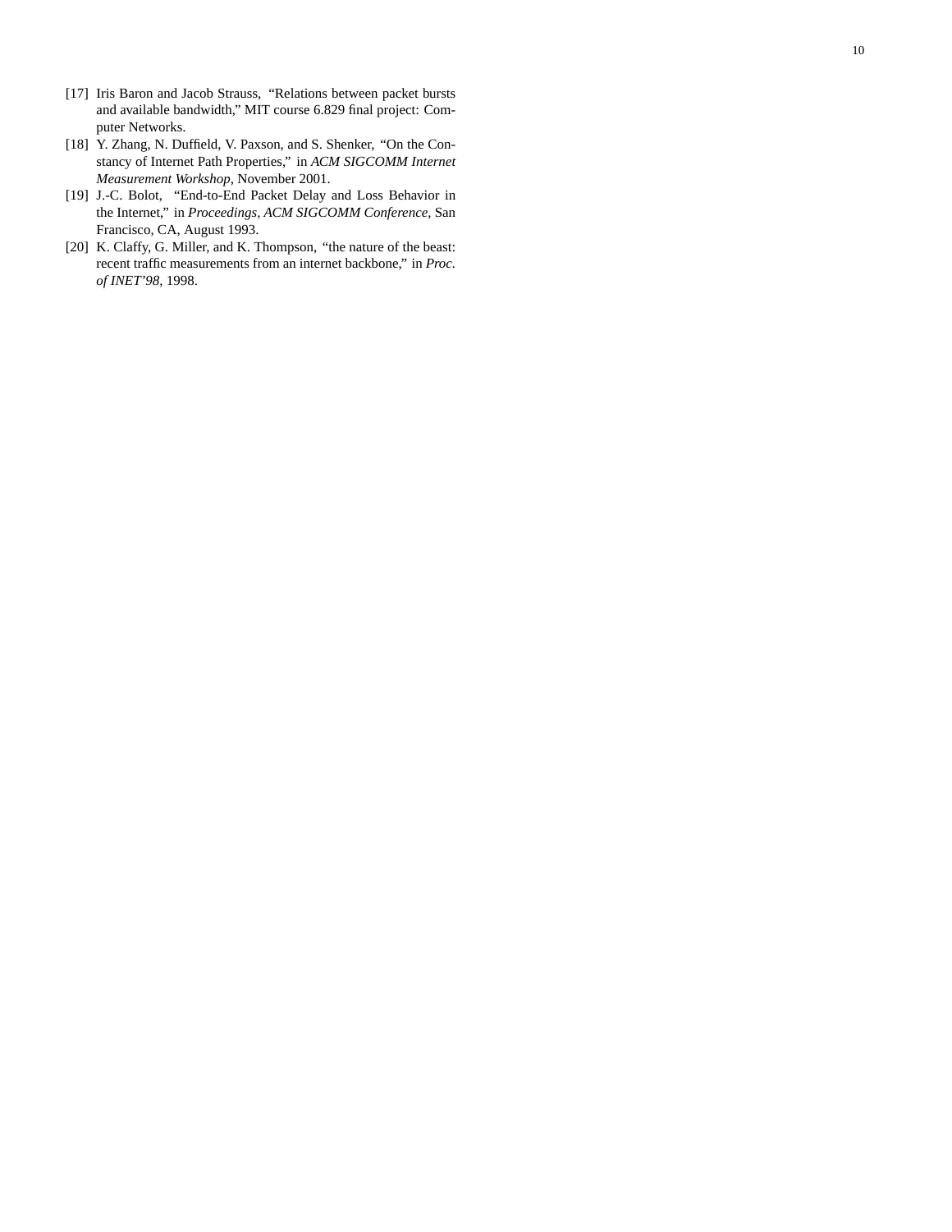[17] Iris Baron and Jacob Strauss, "Relations between packet bursts and available bandwidth," MIT course 6.829 final project: Computer Networks.

[18] Y. Zhang, N. Duffield, V. Paxson, and S. Shenker, "On the Constancy of Internet Path Properties," in *ACM SIGCOMM Internet Measurement Workshop*, November 2001.

[19] J.-C. Bolot, "End-to-End Packet Delay and Loss Behavior in the Internet," in *Proceedings, ACM SIGCOMM Conference*, San Francisco, CA, August 1993.

[20] K. Claffy, G. Miller, and K. Thompson, "the nature of the beast: recent traffic measurements from an internet backbone," in *Proc. of INET'98*, 1998.